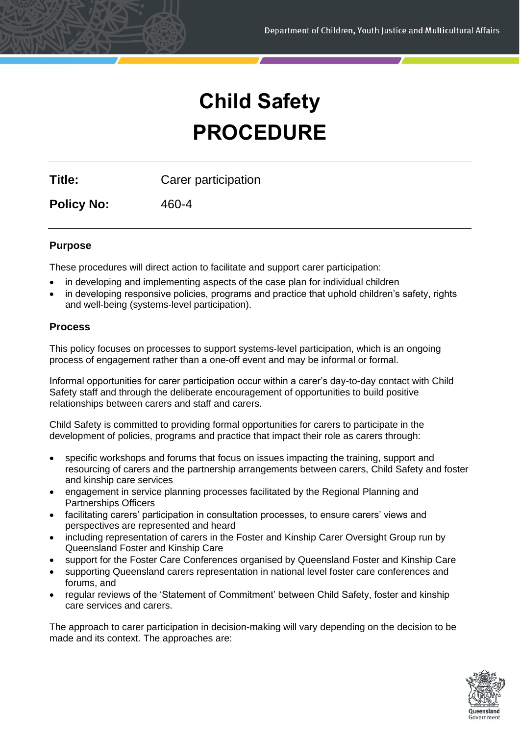# Child Safety PROCEDURE

**Title:** Carer participation

**Policy No:** 460-4

## Purpose

These procedures will direct action to facilitate and support carer participation:

- in developing and implementing aspects of the case plan for individual children
- in developing responsive policies, programs and practice that uphold children's safety, rights and well-being (systems-level participation).

## Process

This policy focuses on processes to support systems-level participation, which is an ongoing process of engagement rather than a one-off event and may be informal or formal.

Informal opportunities for carer participation occur within a carer's day-to-day contact with Child Safety staff and through the deliberate encouragement of opportunities to build positive relationships between carers and staff and carers.

Child Safety is committed to providing formal opportunities for carers to participate in the development of policies, programs and practice that impact their role as carers through:

- specific workshops and forums that focus on issues impacting the training, support and resourcing of carers and the partnership arrangements between carers, Child Safety and foster and kinship care services
- engagement in service planning processes facilitated by the Regional Planning and Partnerships Officers
- facilitating carers' participation in consultation processes, to ensure carers' views and perspectives are represented and heard
- including representation of carers in the Foster and Kinship Carer Oversight Group run by Queensland Foster and Kinship Care
- support for the Foster Care Conferences organised by Queensland Foster and Kinship Care
- supporting Queensland carers representation in national level foster care conferences and forums, and
- regular reviews of the 'Statement of Commitment' between Child Safety, foster and kinship care services and carers.

The approach to carer participation in decision-making will vary depending on the decision to be made and its context. The approaches are: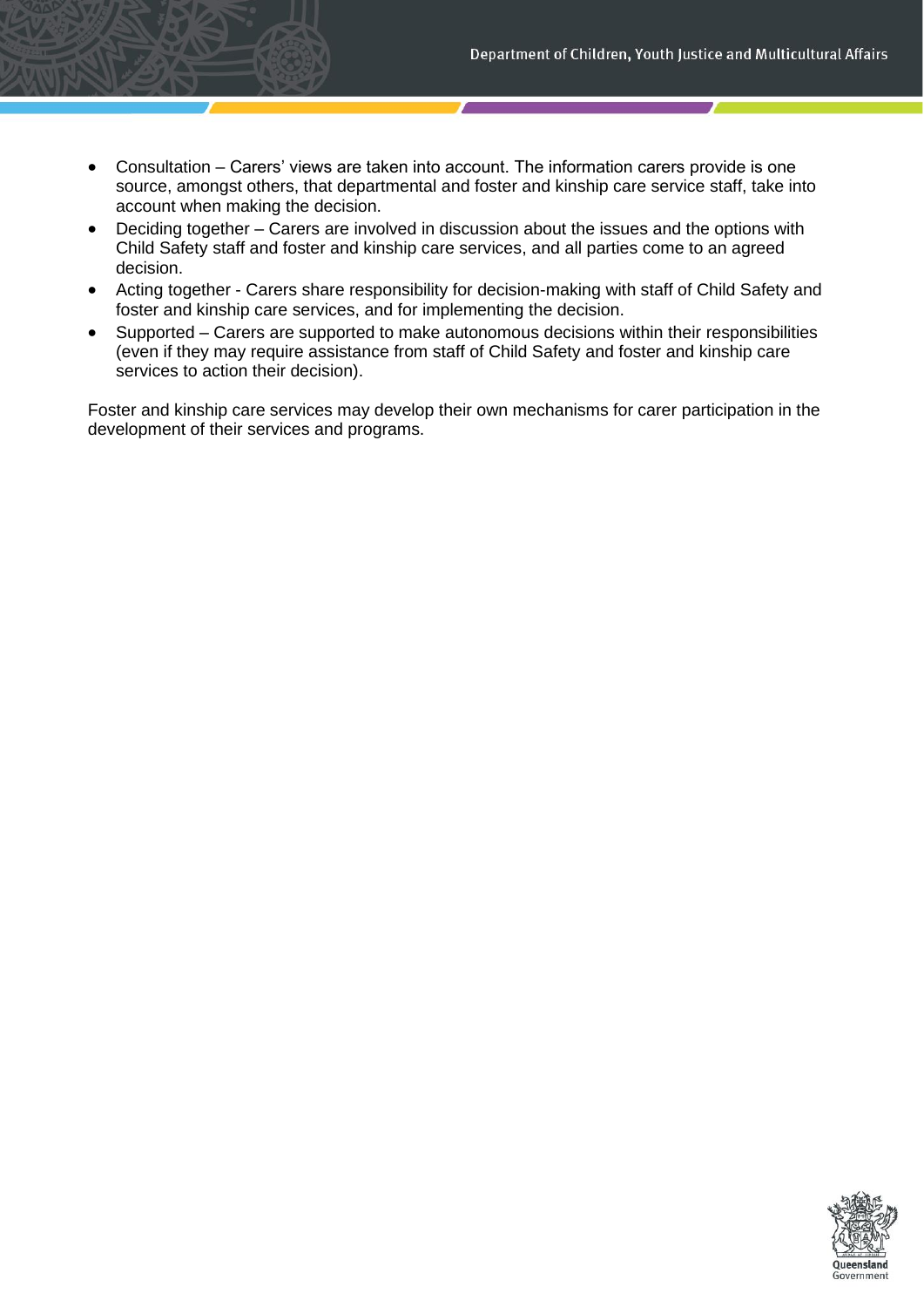- Consultation – Carers' views are taken into account. The information carers provide is one source, amongst others, that departmental and foster and kinship care service staff, take into account when making the decision.
- Deciding together – Carers are involved in discussion about the issues and the options with Child Safety staff and foster and kinship care services, and all parties come to an agreed decision.
- Acting together - Carers share responsibility for decision-making with staff of Child Safety and foster and kinship care services, and for implementing the decision.
- Supported – Carers are supported to make autonomous decisions within their responsibilities (even if they may require assistance from staff of Child Safety and foster and kinship care services to action their decision).

Foster and kinship care services may develop their own mechanisms for carer participation in the development of their services and programs.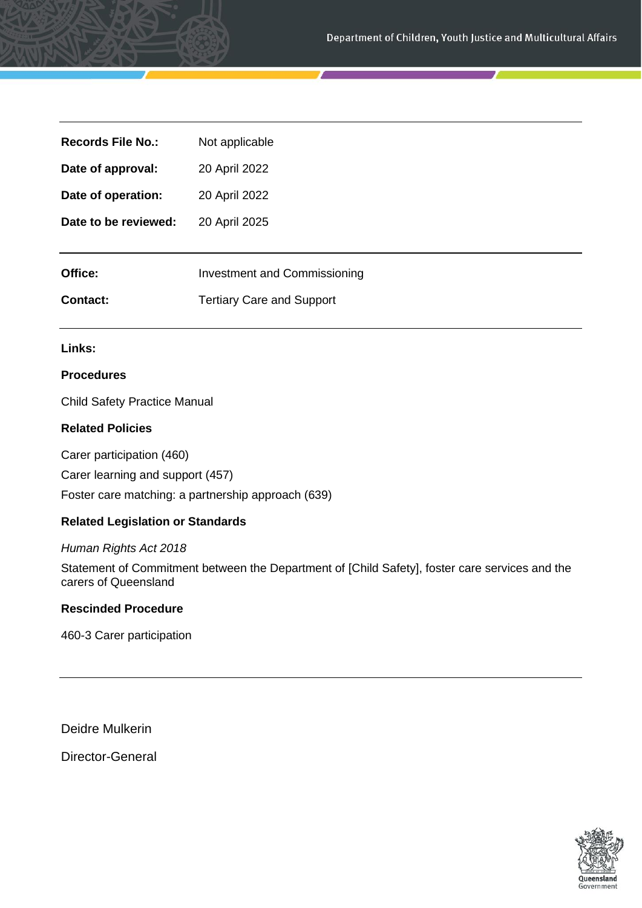| | |
|---|---|
| **Records File No.:** | Not applicable |
| **Date of approval:** | 20 April 2022 |
| **Date of operation:** | 20 April 2022 |
| **Date to be reviewed:** | 20 April 2025 |

| | |
|---|---|
| **Office:** | Investment and Commissioning |
| **Contact:** | Tertiary Care and Support |

**Links:**

**Procedures**

Child Safety Practice Manual

**Related Policies**

Carer participation (460)

Carer learning and support (457)

Foster care matching: a partnership approach (639)

**Related Legislation or Standards**

*Human Rights Act 2018*

Statement of Commitment between the Department of [Child Safety], foster care services and the carers of Queensland

**Rescinded Procedure**

460-3 Carer participation

Deidre Mulkerin

Director-General